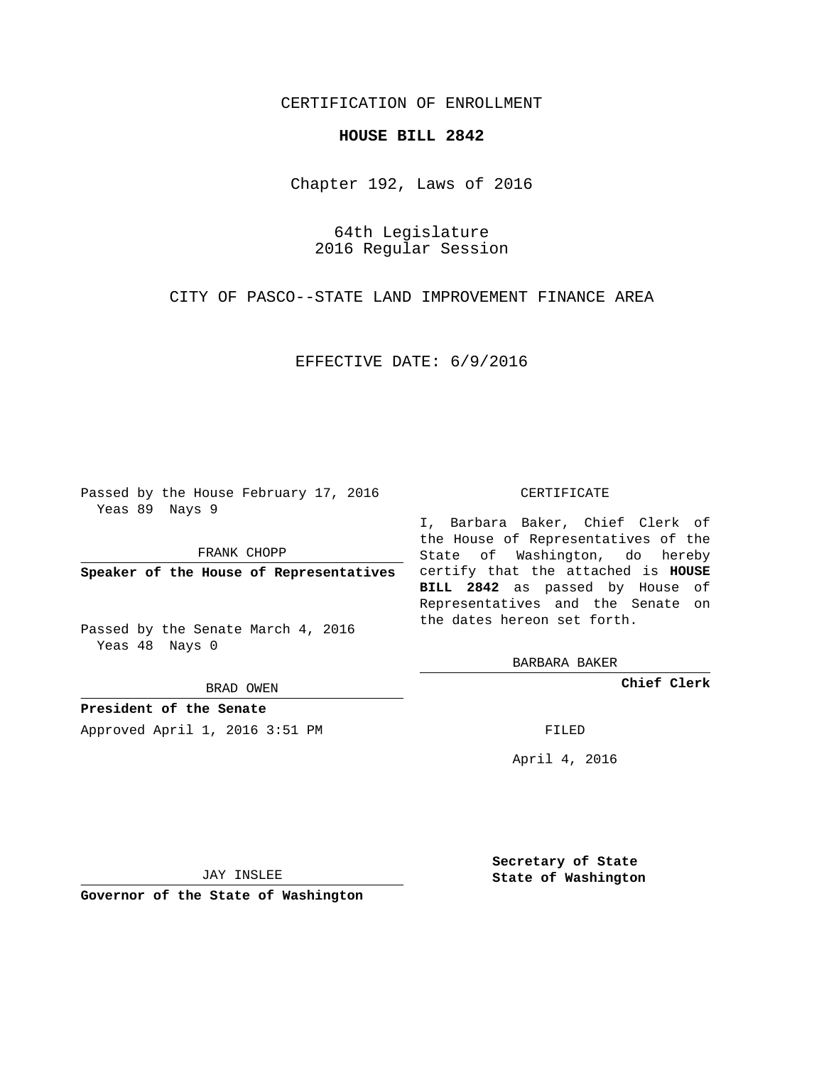CERTIFICATION OF ENROLLMENT

# HOUSE BILL 2842

Chapter 192, Laws of 2016

64th Legislature
2016 Regular Session

CITY OF PASCO--STATE LAND IMPROVEMENT FINANCE AREA

EFFECTIVE DATE: 6/9/2016

Passed by the House February 17, 2016
Yeas 89 Nays 9

FRANK CHOPP

**Speaker of the House of Representatives**

Passed by the Senate March 4, 2016
Yeas 48 Nays 0

BRAD OWEN

**President of the Senate**

Approved April 1, 2016 3:51 PM

JAY INSLEE

**Governor of the State of Washington**

CERTIFICATE

I, Barbara Baker, Chief Clerk of the House of Representatives of the State of Washington, do hereby certify that the attached is **HOUSE BILL 2842** as passed by House of Representatives and the Senate on the dates hereon set forth.

BARBARA BAKER

**Chief Clerk**

FILED

April 4, 2016

**Secretary of State**
**State of Washington**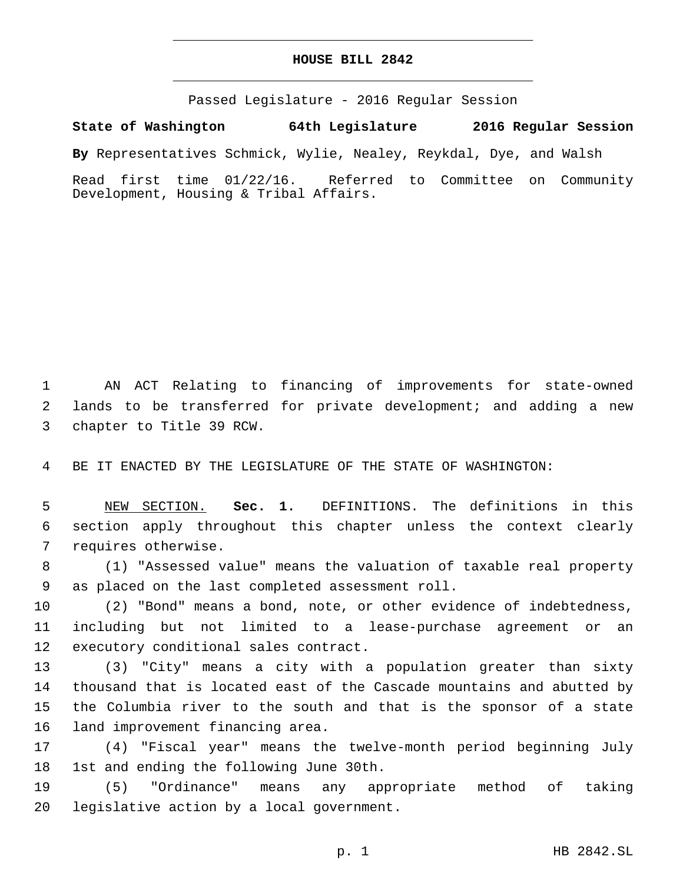# HOUSE BILL 2842

Passed Legislature - 2016 Regular Session

**State of Washington 64th Legislature 2016 Regular Session**

**By** Representatives Schmick, Wylie, Nealey, Reykdal, Dye, and Walsh

Read first time 01/22/16. Referred to Committee on Community Development, Housing & Tribal Affairs.

AN ACT Relating to financing of improvements for state-owned lands to be transferred for private development; and adding a new chapter to Title 39 RCW.

BE IT ENACTED BY THE LEGISLATURE OF THE STATE OF WASHINGTON:

NEW SECTION. **Sec. 1.** DEFINITIONS. The definitions in this section apply throughout this chapter unless the context clearly requires otherwise.

(1) "Assessed value" means the valuation of taxable real property as placed on the last completed assessment roll.

(2) "Bond" means a bond, note, or other evidence of indebtedness, including but not limited to a lease-purchase agreement or an executory conditional sales contract.

(3) "City" means a city with a population greater than sixty thousand that is located east of the Cascade mountains and abutted by the Columbia river to the south and that is the sponsor of a state land improvement financing area.

(4) "Fiscal year" means the twelve-month period beginning July 1st and ending the following June 30th.

(5) "Ordinance" means any appropriate method of taking legislative action by a local government.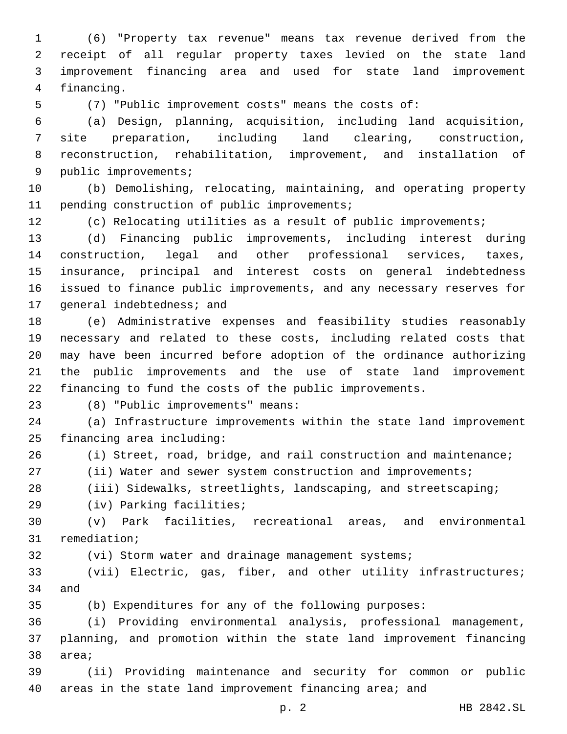(6) "Property tax revenue" means tax revenue derived from the receipt of all regular property taxes levied on the state land improvement financing area and used for state land improvement financing.

(7) "Public improvement costs" means the costs of:

(a) Design, planning, acquisition, including land acquisition, site preparation, including land clearing, construction, reconstruction, rehabilitation, improvement, and installation of public improvements;

(b) Demolishing, relocating, maintaining, and operating property pending construction of public improvements;

(c) Relocating utilities as a result of public improvements;

(d) Financing public improvements, including interest during construction, legal and other professional services, taxes, insurance, principal and interest costs on general indebtedness issued to finance public improvements, and any necessary reserves for general indebtedness; and

(e) Administrative expenses and feasibility studies reasonably necessary and related to these costs, including related costs that may have been incurred before adoption of the ordinance authorizing the public improvements and the use of state land improvement financing to fund the costs of the public improvements.

(8) "Public improvements" means:

(a) Infrastructure improvements within the state land improvement financing area including:

(i) Street, road, bridge, and rail construction and maintenance;

(ii) Water and sewer system construction and improvements;

(iii) Sidewalks, streetlights, landscaping, and streetscaping;

(iv) Parking facilities;

(v) Park facilities, recreational areas, and environmental remediation;

(vi) Storm water and drainage management systems;

(vii) Electric, gas, fiber, and other utility infrastructures; and

(b) Expenditures for any of the following purposes:

(i) Providing environmental analysis, professional management, planning, and promotion within the state land improvement financing area;

(ii) Providing maintenance and security for common or public areas in the state land improvement financing area; and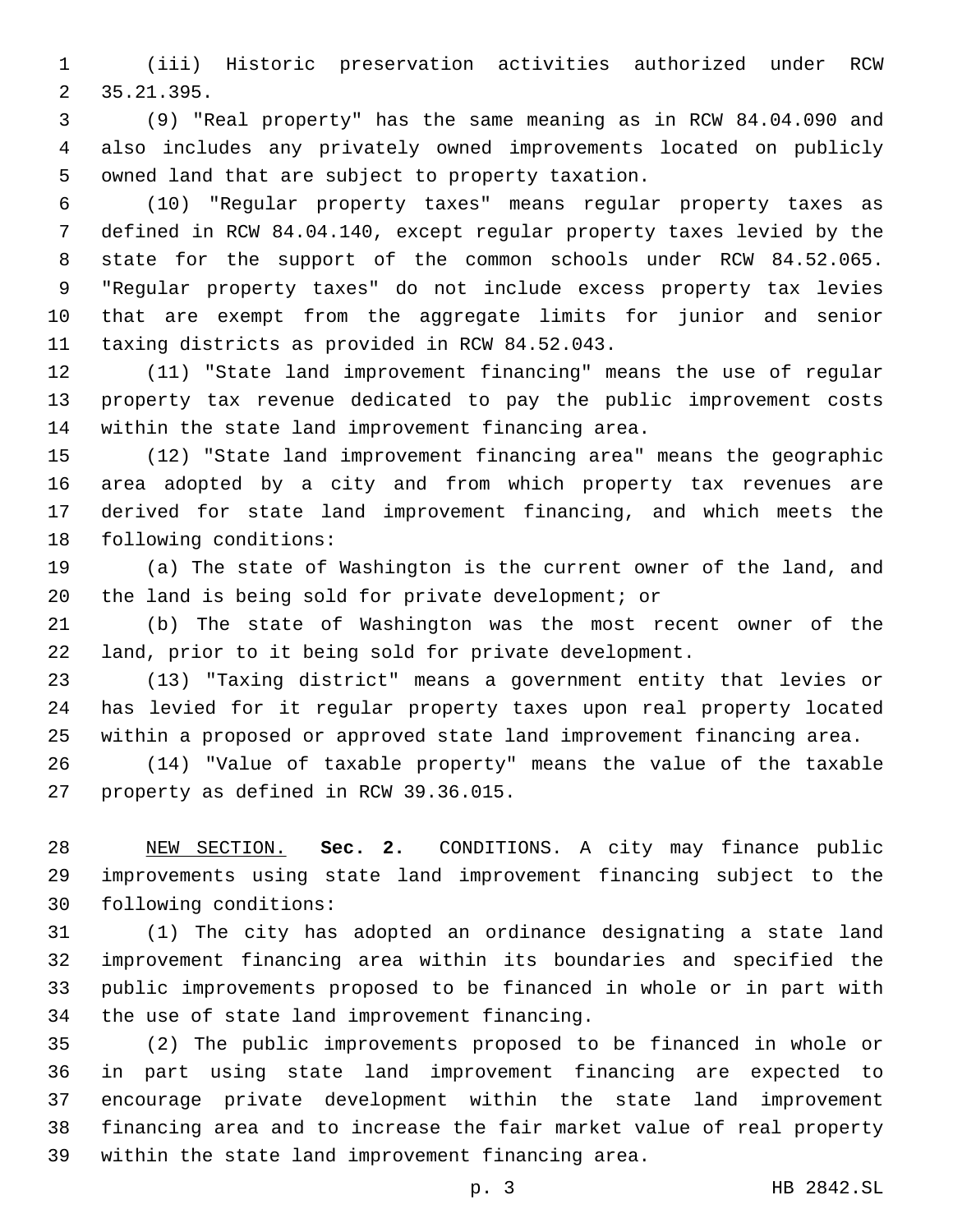(iii) Historic preservation activities authorized under RCW 35.21.395.

(9) "Real property" has the same meaning as in RCW 84.04.090 and also includes any privately owned improvements located on publicly owned land that are subject to property taxation.

(10) "Regular property taxes" means regular property taxes as defined in RCW 84.04.140, except regular property taxes levied by the state for the support of the common schools under RCW 84.52.065. "Regular property taxes" do not include excess property tax levies that are exempt from the aggregate limits for junior and senior taxing districts as provided in RCW 84.52.043.

(11) "State land improvement financing" means the use of regular property tax revenue dedicated to pay the public improvement costs within the state land improvement financing area.

(12) "State land improvement financing area" means the geographic area adopted by a city and from which property tax revenues are derived for state land improvement financing, and which meets the following conditions:

(a) The state of Washington is the current owner of the land, and the land is being sold for private development; or

(b) The state of Washington was the most recent owner of the land, prior to it being sold for private development.

(13) "Taxing district" means a government entity that levies or has levied for it regular property taxes upon real property located within a proposed or approved state land improvement financing area.

(14) "Value of taxable property" means the value of the taxable property as defined in RCW 39.36.015.

NEW SECTION. **Sec. 2.** CONDITIONS. A city may finance public improvements using state land improvement financing subject to the following conditions:

(1) The city has adopted an ordinance designating a state land improvement financing area within its boundaries and specified the public improvements proposed to be financed in whole or in part with the use of state land improvement financing.

(2) The public improvements proposed to be financed in whole or in part using state land improvement financing are expected to encourage private development within the state land improvement financing area and to increase the fair market value of real property within the state land improvement financing area.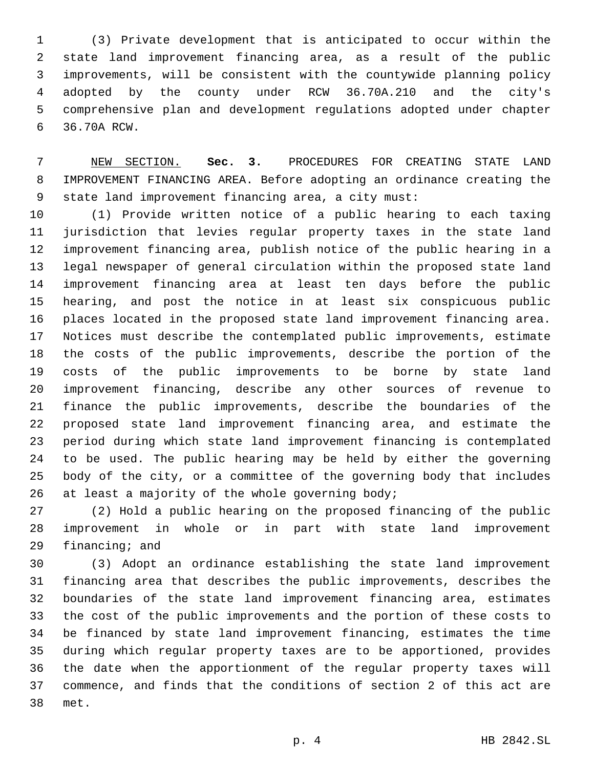(3) Private development that is anticipated to occur within the state land improvement financing area, as a result of the public improvements, will be consistent with the countywide planning policy adopted by the county under RCW 36.70A.210 and the city's comprehensive plan and development regulations adopted under chapter 36.70A RCW.

NEW SECTION. **Sec. 3.** PROCEDURES FOR CREATING STATE LAND IMPROVEMENT FINANCING AREA. Before adopting an ordinance creating the state land improvement financing area, a city must:

(1) Provide written notice of a public hearing to each taxing jurisdiction that levies regular property taxes in the state land improvement financing area, publish notice of the public hearing in a legal newspaper of general circulation within the proposed state land improvement financing area at least ten days before the public hearing, and post the notice in at least six conspicuous public places located in the proposed state land improvement financing area. Notices must describe the contemplated public improvements, estimate the costs of the public improvements, describe the portion of the costs of the public improvements to be borne by state land improvement financing, describe any other sources of revenue to finance the public improvements, describe the boundaries of the proposed state land improvement financing area, and estimate the period during which state land improvement financing is contemplated to be used. The public hearing may be held by either the governing body of the city, or a committee of the governing body that includes at least a majority of the whole governing body;

(2) Hold a public hearing on the proposed financing of the public improvement in whole or in part with state land improvement financing; and

(3) Adopt an ordinance establishing the state land improvement financing area that describes the public improvements, describes the boundaries of the state land improvement financing area, estimates the cost of the public improvements and the portion of these costs to be financed by state land improvement financing, estimates the time during which regular property taxes are to be apportioned, provides the date when the apportionment of the regular property taxes will commence, and finds that the conditions of section 2 of this act are met.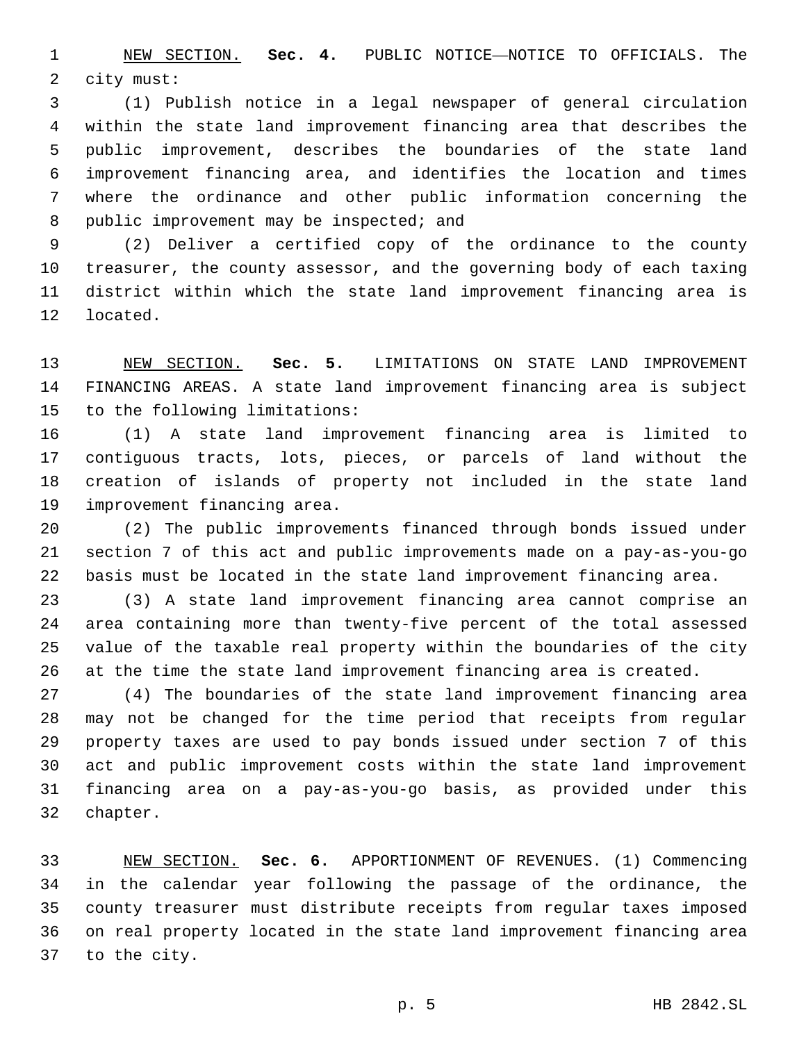NEW SECTION. **Sec. 4.** PUBLIC NOTICE—NOTICE TO OFFICIALS. The city must:

(1) Publish notice in a legal newspaper of general circulation within the state land improvement financing area that describes the public improvement, describes the boundaries of the state land improvement financing area, and identifies the location and times where the ordinance and other public information concerning the public improvement may be inspected; and

(2) Deliver a certified copy of the ordinance to the county treasurer, the county assessor, and the governing body of each taxing district within which the state land improvement financing area is located.

NEW SECTION. **Sec. 5.** LIMITATIONS ON STATE LAND IMPROVEMENT FINANCING AREAS. A state land improvement financing area is subject to the following limitations:

(1) A state land improvement financing area is limited to contiguous tracts, lots, pieces, or parcels of land without the creation of islands of property not included in the state land improvement financing area.

(2) The public improvements financed through bonds issued under section 7 of this act and public improvements made on a pay-as-you-go basis must be located in the state land improvement financing area.

(3) A state land improvement financing area cannot comprise an area containing more than twenty-five percent of the total assessed value of the taxable real property within the boundaries of the city at the time the state land improvement financing area is created.

(4) The boundaries of the state land improvement financing area may not be changed for the time period that receipts from regular property taxes are used to pay bonds issued under section 7 of this act and public improvement costs within the state land improvement financing area on a pay-as-you-go basis, as provided under this chapter.

NEW SECTION. **Sec. 6.** APPORTIONMENT OF REVENUES. (1) Commencing in the calendar year following the passage of the ordinance, the county treasurer must distribute receipts from regular taxes imposed on real property located in the state land improvement financing area to the city.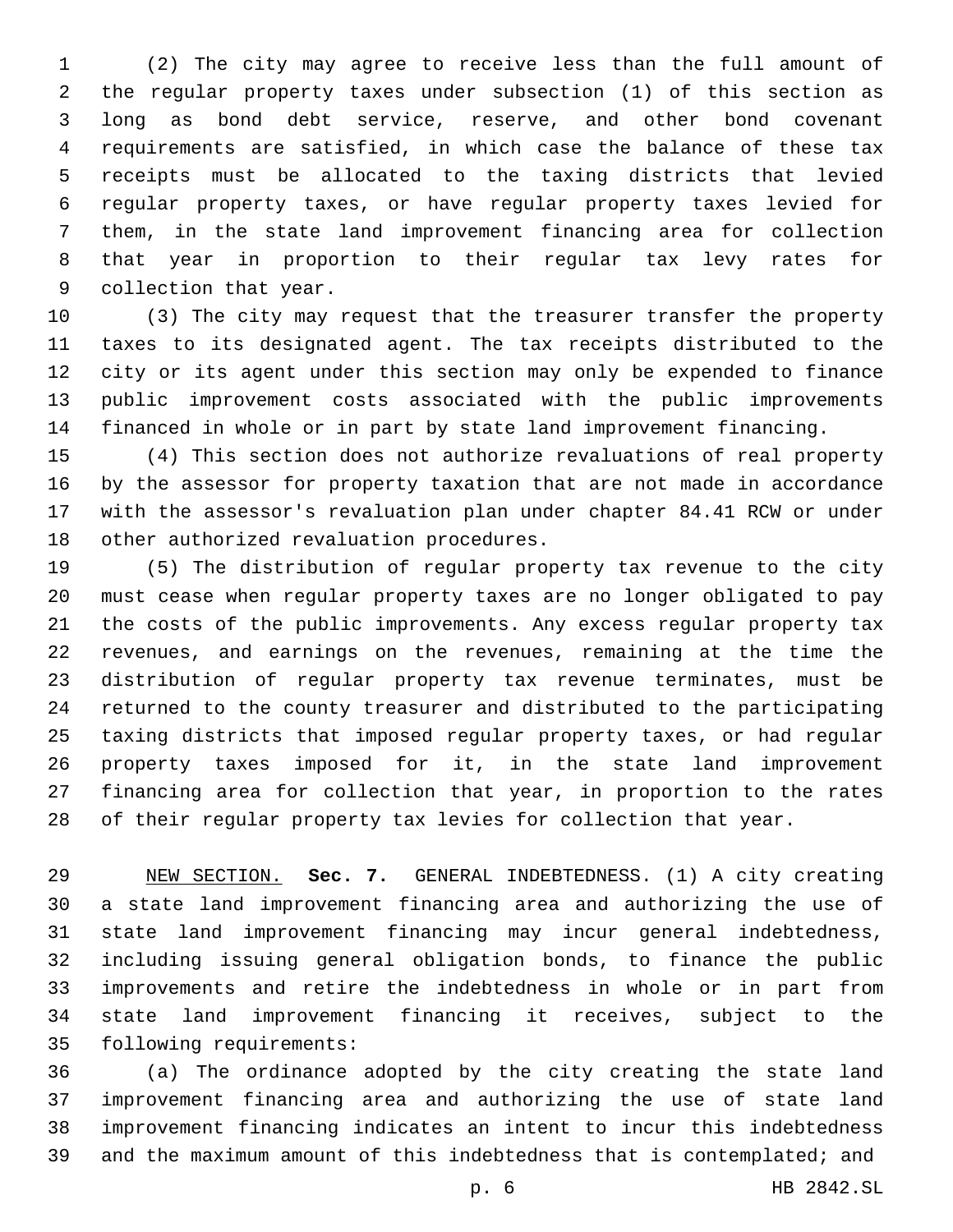(2) The city may agree to receive less than the full amount of the regular property taxes under subsection (1) of this section as long as bond debt service, reserve, and other bond covenant requirements are satisfied, in which case the balance of these tax receipts must be allocated to the taxing districts that levied regular property taxes, or have regular property taxes levied for them, in the state land improvement financing area for collection that year in proportion to their regular tax levy rates for collection that year.

(3) The city may request that the treasurer transfer the property taxes to its designated agent. The tax receipts distributed to the city or its agent under this section may only be expended to finance public improvement costs associated with the public improvements financed in whole or in part by state land improvement financing.

(4) This section does not authorize revaluations of real property by the assessor for property taxation that are not made in accordance with the assessor's revaluation plan under chapter 84.41 RCW or under other authorized revaluation procedures.

(5) The distribution of regular property tax revenue to the city must cease when regular property taxes are no longer obligated to pay the costs of the public improvements. Any excess regular property tax revenues, and earnings on the revenues, remaining at the time the distribution of regular property tax revenue terminates, must be returned to the county treasurer and distributed to the participating taxing districts that imposed regular property taxes, or had regular property taxes imposed for it, in the state land improvement financing area for collection that year, in proportion to the rates of their regular property tax levies for collection that year.

NEW SECTION. **Sec. 7.** GENERAL INDEBTEDNESS. (1) A city creating a state land improvement financing area and authorizing the use of state land improvement financing may incur general indebtedness, including issuing general obligation bonds, to finance the public improvements and retire the indebtedness in whole or in part from state land improvement financing it receives, subject to the following requirements:

(a) The ordinance adopted by the city creating the state land improvement financing area and authorizing the use of state land improvement financing indicates an intent to incur this indebtedness and the maximum amount of this indebtedness that is contemplated; and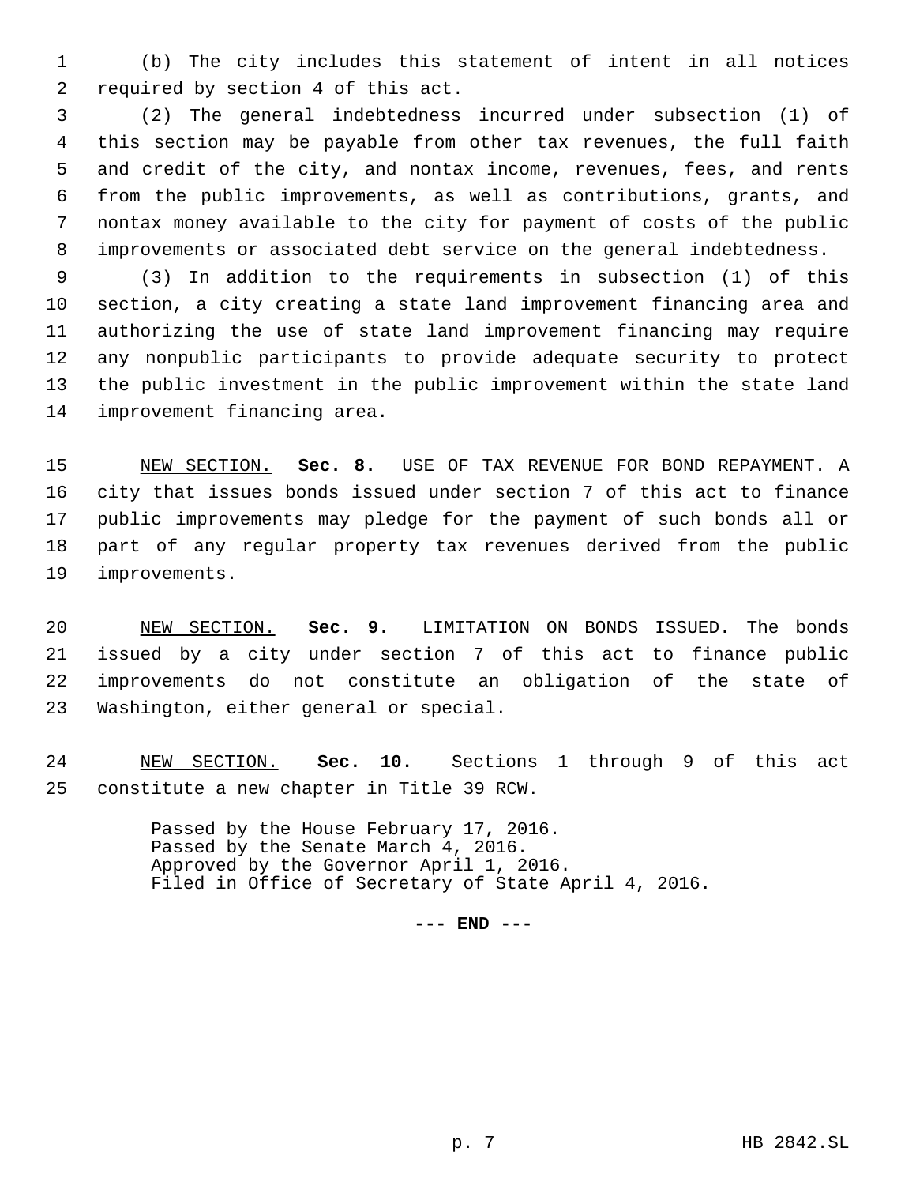(b) The city includes this statement of intent in all notices required by section 4 of this act.

(2) The general indebtedness incurred under subsection (1) of this section may be payable from other tax revenues, the full faith and credit of the city, and nontax income, revenues, fees, and rents from the public improvements, as well as contributions, grants, and nontax money available to the city for payment of costs of the public improvements or associated debt service on the general indebtedness.

(3) In addition to the requirements in subsection (1) of this section, a city creating a state land improvement financing area and authorizing the use of state land improvement financing may require any nonpublic participants to provide adequate security to protect the public investment in the public improvement within the state land improvement financing area.

NEW SECTION. **Sec. 8.** USE OF TAX REVENUE FOR BOND REPAYMENT. A city that issues bonds issued under section 7 of this act to finance public improvements may pledge for the payment of such bonds all or part of any regular property tax revenues derived from the public improvements.

NEW SECTION. **Sec. 9.** LIMITATION ON BONDS ISSUED. The bonds issued by a city under section 7 of this act to finance public improvements do not constitute an obligation of the state of Washington, either general or special.

NEW SECTION. **Sec. 10.** Sections 1 through 9 of this act constitute a new chapter in Title 39 RCW.

Passed by the House February 17, 2016.
Passed by the Senate March 4, 2016.
Approved by the Governor April 1, 2016.
Filed in Office of Secretary of State April 4, 2016.

**--- END ---**